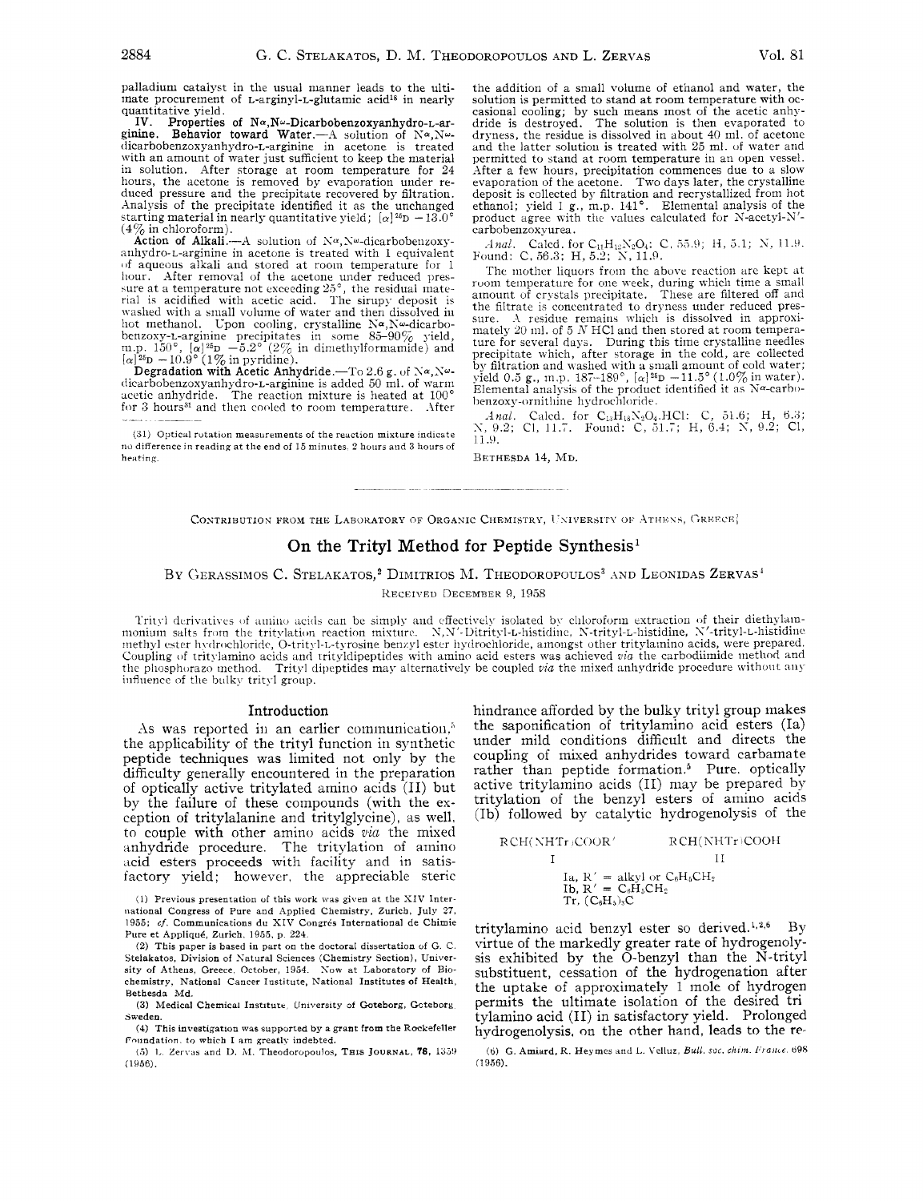palladium catalyst in the usual manner leads to the ultimate procurement of L-arginyl-L-glutamic acid[18] in nearly quantitative yield.

**IV. Properties of Nα,Nω-Dicarbobenzoxyanhydro-L-arginine. Behavior toward Water.**—A solution of Nα,Nω-dicarbobenzoxyanhydro-L-arginine in acetone is treated with an amount of water just sufficient to keep the material in solution. After storage at room temperature for 24 hours, the acetone is removed by evaporation under reduced pressure and the precipitate recovered by filtration. Analysis of the precipitate identified it as the unchanged starting material in nearly quantitative yield; $[\alpha]^{25}D$ −13.0° (4% in chloroform).

**Action of Alkali.**—A solution of Nα,Nω-dicarbobenzoxyanhydro-L-arginine in acetone is treated with 1 equivalent of aqueous alkali and stored at room temperature for 1 hour. After removal of the acetone under reduced pressure at a temperature not exceeding 25°, the residual material is acidified with acetic acid. The sirupy deposit is washed with a small volume of water and then dissolved in hot methanol. Upon cooling, crystalline Nα,Nω-dicarbobenzoxy-L-arginine precipitates in some 85–90% yield, m.p. 150°, $[\alpha]^{25}D$ −5.2° (2% in dimethylformamide) and $[\alpha]^{25}D$ −10.9° (1% in pyridine).

**Degradation with Acetic Anhydride.**—To 2.6 g. of Nα,Nω-dicarbobenzoxyanhydro-L-arginine is added 50 ml. of warm acetic anhydride. The reaction mixture is heated at 100° for 3 hours[31] and then cooled to room temperature. After the addition of a small volume of ethanol and water, the solution is permitted to stand at room temperature with occasional cooling; by such means most of the acetic anhydride is destroyed. The solution is then evaporated to dryness, the residue is dissolved in about 40 ml. of acetone and the latter solution is treated with 25 ml. of water and permitted to stand at room temperature in an open vessel. After a few hours, precipitation commences due to a slow evaporation of the acetone. Two days later, the crystalline deposit is collected by filtration and recrystallized from hot ethanol; yield 1 g., m.p. 141°. Elemental analysis of the product agree with the values calculated for N-acetyl-N′-carbobenzoxyurea.

*Anal.* Calcd. for $C_{11}H_{12}N_2O_4$: C, 55.9; H, 5.1; N, 11.9. Found: C, 56.3; H, 5.2; N, 11.9.

The mother liquors from the above reaction are kept at room temperature for one week, during which time a small amount of crystals precipitate. These are filtered off and the filtrate is concentrated to dryness under reduced pressure. A residue remains which is dissolved in approximately 20 ml. of 5 N HCl and then stored at room temperature for several days. During this time crystalline needles precipitate which, after storage in the cold, are collected by filtration and washed with a small amount of cold water; yield 0.5 g., m.p. 187–189°, $[\alpha]^{25}D$ −11.5° (1.0% in water). Elemental analysis of the product identified it as Nα-carbobenzoxy-ornithine hydrochloride.

*Anal.* Calcd. for $C_{13}H_{18}N_2O_4$.HCl: C, 51.6; H, 6.3; N, 9.2; Cl, 11.7. Found: C, 51.7; H, 6.4; N, 9.2; Cl, 11.9.

BETHESDA 14, MD.

(31) Optical rotation measurements of the reaction mixture indicate no difference in reading at the end of 15 minutes, 2 hours and 3 hours of heating.

---

CONTRIBUTION FROM THE LABORATORY OF ORGANIC CHEMISTRY, UNIVERSITY OF ATHENS, GREECE]

# On the Trityl Method for Peptide Synthesis[1]

By Gerassimos C. Stelakatos,[2] Dimitrios M. Theodoropoulos[3] and Leonidas Zervas[4]

Received December 9, 1958

Trityl derivatives of amino acids can be simply and effectively isolated by chloroform extraction of their diethylammonium salts from the tritylation reaction mixture. N,N′-Ditrityl-L-histidine, N-trityl-L-histidine, N′-trityl-L-histidine methyl ester hydrochloride, O-trityl-L-tyrosine benzyl ester hydrochloride, amongst other tritylamino acids, were prepared. Coupling of tritylamino acids and trityldipeptides with amino acid esters was achieved *via* the carbodiimide method and the phosphorazo method. Trityl dipeptides may alternatively be coupled *via* the mixed anhydride procedure without any influence of the bulky trityl group.

## Introduction

As was reported in an earlier communication,[5] the applicability of the trityl function in synthetic peptide techniques was limited not only by the difficulty generally encountered in the preparation of optically active tritylated amino acids (II) but by the failure of these compounds (with the exception of tritylalanine and tritylglycine), as well, to couple with other amino acids *via* the mixed anhydride procedure. The tritylation of amino acid esters proceeds with facility and in satisfactory yield; however, the appreciable steric hindrance afforded by the bulky trityl group makes the saponification of tritylamino acid esters (Ia) under mild conditions difficult and directs the coupling of mixed anhydrides toward carbamate rather than peptide formation.[5] Pure, optically active tritylamino acids (II) may be prepared by tritylation of the benzyl esters of amino acids (Ib) followed by catalytic hydrogenolysis of the

RCH(NHTr)COOR′ (I) RCH(NHTr)COOH (II)

Ia, R′ = alkyl or $C_6H_5CH_2$
Ib, R′ = $C_6H_5CH_2$
Tr, $(C_6H_5)_3C$

tritylamino acid benzyl ester so derived.[1,2,6] By virtue of the markedly greater rate of hydrogenolysis exhibited by the O-benzyl than the N-trityl substituent, cessation of the hydrogenation after the uptake of approximately 1 mole of hydrogen permits the ultimate isolation of the desired tritylamino acid (II) in satisfactory yield. Prolonged hydrogenolysis, on the other hand, leads to the re-

(1) Previous presentation of this work was given at the XIV International Congress of Pure and Applied Chemistry, Zurich, July 27, 1955; *cf.* Communications du XIV Congrès International de Chimie Pure et Appliqué, Zurich, 1955, p. 224.

(2) This paper is based in part on the doctoral dissertation of G. C. Stelakatos, Division of Natural Sciences (Chemistry Section), University of Athens, Greece, October, 1954. Now at Laboratory of Biochemistry, National Cancer Institute, National Institutes of Health, Bethesda Md.

(3) Medical Chemical Institute, University of Goteborg, Goteborg Sweden.

(4) This investigation was supported by a grant from the Rockefeller Foundation, to which I am greatly indebted.

(5) L. Zervas and D. M. Theodoropoulos, This Journal, **78**, 1359 (1956).

(6) G. Amiard, R. Heymes and L. Velluz, *Bull. soc. chim. France*, 698 (1956).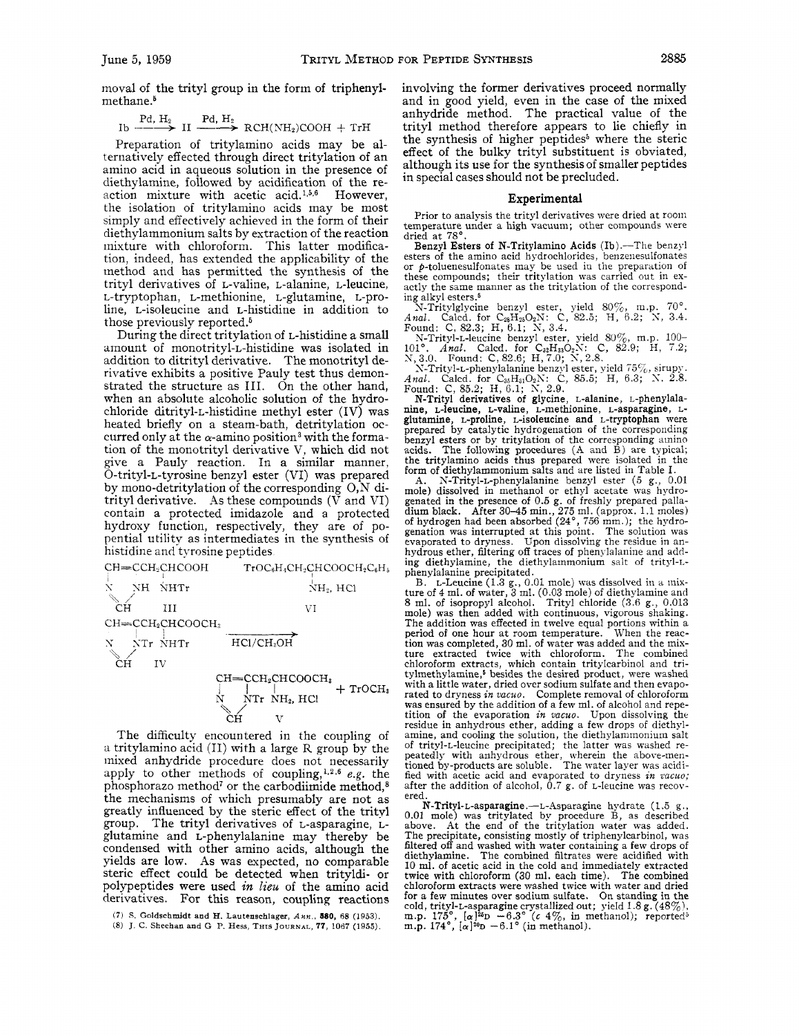moval of the trityl group in the form of triphenylmethane.[5]

$$\text{Ib} \xrightarrow{\text{Pd, H}_2} \text{II} \xrightarrow{\text{Pd, H}_2} \text{RCH(NH}_2\text{)COOH} + \text{TrH}$$

Preparation of tritylamino acids may be alternatively effected through direct tritylation of an amino acid in aqueous solution in the presence of diethylamine, followed by acidification of the reaction mixture with acetic acid.[1,5,6] However, the isolation of tritylamino acids may be most simply and effectively achieved in the form of their diethylammonium salts by extraction of the reaction mixture with chloroform. This latter modification, indeed, has extended the applicability of the method and has permitted the synthesis of the trityl derivatives of L-valine, L-alanine, L-leucine, L-tryptophan, L-methionine, L-glutamine, L-proline, L-isoleucine and L-histidine in addition to those previously reported.[5]

During the direct tritylation of L-histidine a small amount of monotrityl-L-histidine was isolated in addition to ditrityl derivative. The monotrityl derivative exhibits a positive Pauly test thus demonstrated the structure as III. On the other hand, when an absolute alcoholic solution of the hydrochloride ditrityl-L-histidine methyl ester (IV) was heated briefly on a steam-bath, detritylation occurred only at the α-amino position[3] with the formation of the monotrityl derivative V, which did not give a Pauly reaction. In a similar manner, O-trityl-L-tyrosine benzyl ester (VI) was prepared by mono-detritylation of the corresponding O,N ditrityl derivative. As these compounds (V and VI) contain a protected imidazole and a protected hydroxy function, respectively, they are of potential utility as intermediates in the synthesis of histidine and tyrosine peptides.

III: imidazole (N, NH, CH) $-CH=CCH_2CHCOOH$ with NHTr

VI: $TrOC_6H_4CH_2CHCOOCH_2C_6H_5$ with $NH_2$, HCl

IV: imidazole (N, NTr, CH) $CH=CCH_2CHCOOCH_3$ with NHTr $\xrightarrow{\text{HCl/CH}_3\text{OH}}$ V: imidazole (N, NTr, CH) $CH=CCH_2CHCOOCH_3$ with $NH_2$, HCl + $TrOCH_3$

The difficulty encountered in the coupling of a tritylamino acid (II) with a large R group by the mixed anhydride procedure does not necessarily apply to other methods of coupling,[1,2,6] *e.g.* the phosphorazo method[7] or the carbodiimide method,[8] the mechanisms of which presumably are not as greatly influenced by the steric effect of the trityl group. The trityl derivatives of L-asparagine, L-glutamine and L-phenylalanine may thereby be condensed with other amino acids, although the yields are low. As was expected, no comparable steric effect could be detected when trityldi- or polypeptides were used *in lieu* of the amino acid derivatives. For this reason, coupling reactions involving the former derivatives proceed normally and in good yield, even in the case of the mixed anhydride method. The practical value of the trityl method therefore appears to lie chiefly in the synthesis of higher peptides[5] where the steric effect of the bulky trityl substituent is obviated, although its use for the synthesis of smaller peptides in special cases should not be precluded.

(7) S. Goldschmidt and H. Lautenschlager, *Ann.*, **580**, 68 (1953).

(8) J. C. Sheehan and G. P. Hess, This Journal, **77**, 1067 (1955).

## Experimental

Prior to analysis the trityl derivatives were dried at room temperature under a high vacuum; other compounds were dried at 78°.

**Benzyl Esters of N-Tritylamino Acids (Ib).**—The benzyl esters of the amino acid hydrochlorides, benzenesulfonates or *p*-toluenesulfonates may be used in the preparation of these compounds; their tritylation was carried out in exactly the same manner as the tritylation of the corresponding alkyl esters.[5]

N-Tritylglycine benzyl ester, yield 80%, m.p. 70°. *Anal.* Calcd. for $C_{28}H_{25}O_2N$: C, 82.5; H, 6.2; N, 3.4. Found: C, 82.3; H, 6.1; N, 3.4.

N-Trityl-L-leucine benzyl ester, yield 80%, m.p. 100–101°. *Anal.* Calcd. for $C_{32}H_{33}O_2N$: C, 82.9; H, 7.2; N, 3.0. Found: C, 82.6; H, 7.0; N, 2.8.

N-Trityl-L-phenylalanine benzyl ester, yield 75%, sirupy. *Anal.* Calcd. for $C_{35}H_{31}O_2N$: C, 85.5; H, 6.3; N, 2.8. Found: C, 85.2; H, 6.1; N, 2.9.

**N-Trityl derivatives of glycine, L-alanine, L-phenylalanine, L-leucine, L-valine, L-methionine, L-asparagine, L-glutamine, L-proline, L-isoleucine and L-tryptophan** were prepared by catalytic hydrogenation of the corresponding benzyl esters or by tritylation of the corresponding amino acids. The following procedures (A and B) are typical; the tritylamino acids thus prepared were isolated in the form of diethylammonium salts and are listed in Table I.

A. N-Trityl-L-phenylalanine benzyl ester (5 g., 0.01 mole) dissolved in methanol or ethyl acetate was hydrogenated in the presence of 0.5 g. of freshly prepared palladium black. After 30–45 min., 275 ml. (approx. 1.1 moles) of hydrogen had been absorbed (24°, 756 mm.); the hydrogenation was interrupted at this point. The solution was evaporated to dryness. Upon dissolving the residue in anhydrous ether, filtering off traces of phenylalanine and adding diethylamine, the diethylammonium salt of trityl-L-phenylalanine precipitated.

B. L-Leucine (1.3 g., 0.01 mole) was dissolved in a mixture of 4 ml. of water, 3 ml. (0.03 mole) of diethylamine and 8 ml. of isopropyl alcohol. Trityl chloride (3.6 g., 0.013 mole) was then added with continuous, vigorous shaking. The addition was effected in twelve equal portions within a period of one hour at room temperature. When the reaction was completed, 30 ml. of water was added and the mixture extracted twice with chloroform. The combined chloroform extracts, which contain tritylcarbinol and tritylmethylamine,[5] besides the desired product, were washed with a little water, dried over sodium sulfate and then evaporated to dryness *in vacuo*. Complete removal of chloroform was ensured by the addition of a few ml. of alcohol and repetition of the evaporation *in vacuo*. Upon dissolving the residue in anhydrous ether, adding a few drops of diethylamine, and cooling the solution, the diethylammonium salt of trityl-L-leucine precipitated; the latter was washed repeatedly with anhydrous ether, wherein the above-mentioned by-products are soluble. The water layer was acidified with acetic acid and evaporated to dryness *in vacuo*; after the addition of alcohol, 0.7 g. of L-leucine was recovered.

**N-Trityl-L-asparagine.**—L-Asparagine hydrate (1.5 g., 0.01 mole) was tritylated by procedure B, as described above. At the end of the tritylation water was added. The precipitate, consisting mostly of triphenylcarbinol, was filtered off and washed with water containing a few drops of diethylamine. The combined filtrates were acidified with 10 ml. of acetic acid in the cold and immediately extracted twice with chloroform (30 ml. each time). The combined chloroform extracts were washed twice with water and dried for a few minutes over sodium sulfate. On standing in the cold, trityl-L-asparagine crystallized out; yield 1.8 g. (48%), m.p. 175°, $[\alpha]^{25}_D$ −6.3° (*c* 4%, in methanol); reported[5] m.p. 174°, $[\alpha]^{20}_D$ −6.1° (in methanol).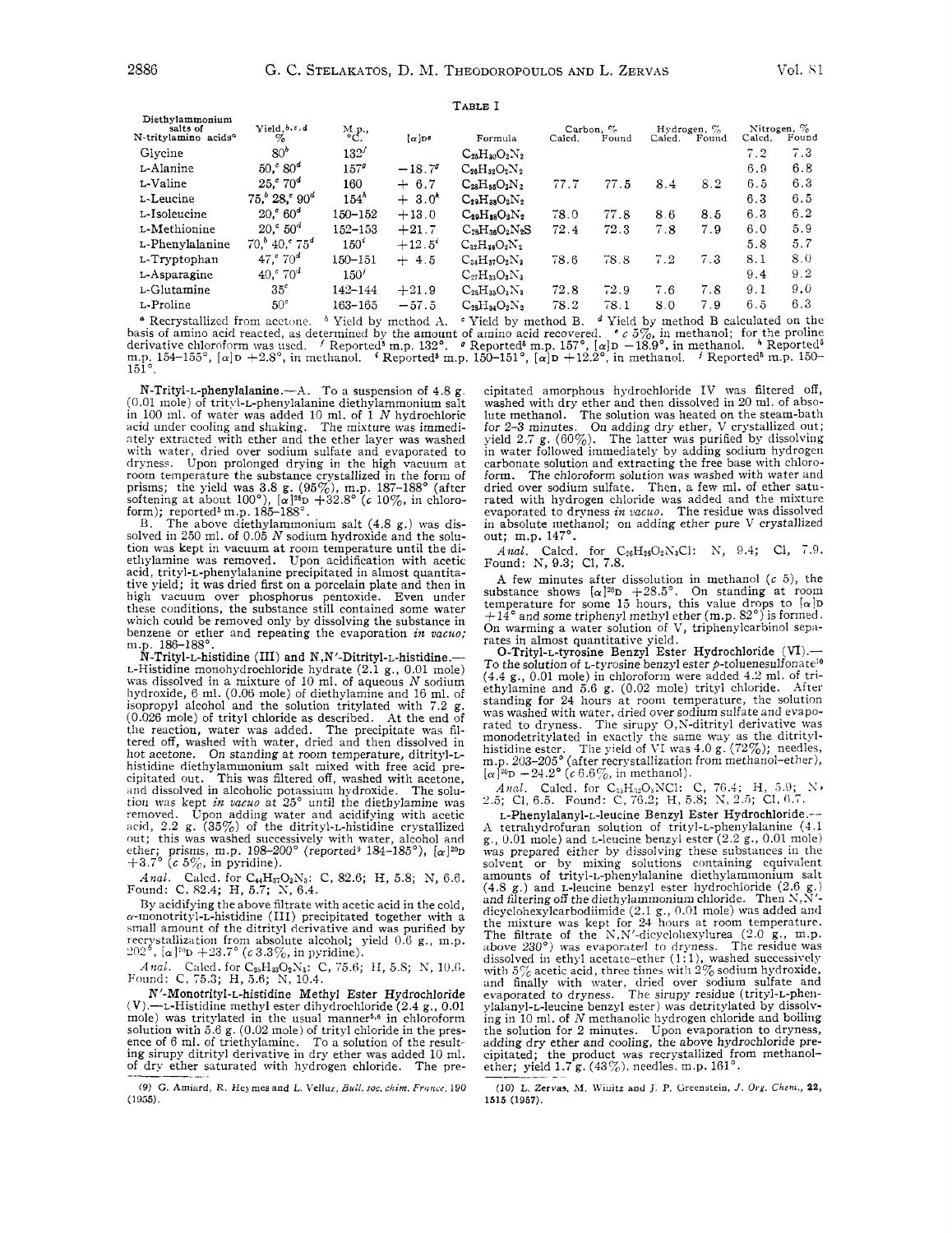Table I

| Diethylammonium salts of N-tritylamino acids[a] | Yield,[b,c,d] % | M.p., °C. | $[\alpha]_D$[e] | Formula | Carbon, % Calcd. | Carbon, % Found | Hydrogen, % Calcd. | Hydrogen, % Found | Nitrogen, % Calcd. | Nitrogen, % Found |
|---|---|---|---|---|---|---|---|---|---|---|
| Glycine | 80[b] | 132[f] | | $C_{25}H_{30}O_2N_2$ | | | | | 7.2 | 7.3 |
| L-Alanine | 50,[c] 80[d] | 157[g] | −18.7[g] | $C_{26}H_{32}O_2N_2$ | | | | | 6.9 | 6.8 |
| L-Valine | 25,[c] 70[d] | 160 | + 6.7 | $C_{28}H_{36}O_2N_2$ | 77.7 | 77.5 | 8.4 | 8.2 | 6.5 | 6.3 |
| L-Leucine | 75,[b] 28,[c] 90[d] | 154[h] | + 3.0[h] | $C_{29}H_{38}O_2N_2$ | | | | | 6.3 | 6.5 |
| L-Isoleucine | 20,[c] 60[d] | 150–152 | +13.0 | $C_{29}H_{38}O_2N_2$ | 78.0 | 77.8 | 8.6 | 8.5 | 6.3 | 6.2 |
| L-Methionine | 20,[c] 50[d] | 152–153 | +21.7 | $C_{28}H_{36}O_2N_2S$ | 72.4 | 72.3 | 7.8 | 7.9 | 6.0 | 5.9 |
| L-Phenylalanine | 70,[b] 40,[c] 75[d] | 150[i] | +12.5[i] | $C_{32}H_{36}O_2N_2$ | | | | | 5.8 | 5.7 |
| L-Tryptophan | 47,[c] 70[d] | 150–151 | + 4.5 | $C_{34}H_{37}O_2N_3$ | 78.6 | 78.8 | 7.2 | 7.3 | 8.1 | 8.0 |
| L-Asparagine | 40,[c] 70[d] | 150[j] | | $C_{27}H_{33}O_3N_3$ | | | | | 9.4 | 9.2 |
| L-Glutamine | 35[c] | 142–144 | +21.9 | $C_{28}H_{35}O_3N_3$ | 72.8 | 72.9 | 7.6 | 7.8 | 9.1 | 9.0 |
| L-Proline | 50[c] | 163–165 | −57.5 | $C_{28}H_{34}O_2N_2$ | 78.2 | 78.1 | 8.0 | 7.9 | 6.5 | 6.3 |

[a] Recrystallized from acetone. [b] Yield by method A. [c] Yield by method B. [d] Yield by method B calculated on the basis of amino acid reacted, as determined by the amount of amino acid recovered. [e] c 5%, in methanol; for the proline derivative chloroform was used. [f] Reported[5] m.p. 132°. [g] Reported[5] m.p. 157°, $[\alpha]_D$ −18.9°, in methanol. [h] Reported[5] m.p. 154–155°, $[\alpha]_D$ +2.8°, in methanol. [i] Reported[5] m.p. 150–151°, $[\alpha]_D$ +12.2°, in methanol. [j] Reported[5] m.p. 150–151°.

**N-Trityl-L-phenylalanine.**—A. To a suspension of 4.8 g. (0.01 mole) of trityl-L-phenylalanine diethylammonium salt in 100 ml. of water was added 10 ml. of 1 *N* hydrochloric acid under cooling and shaking. The mixture was immediately extracted with ether and the ether layer was washed with water, dried over sodium sulfate and evaporated to dryness. Upon prolonged drying in the high vacuum at room temperature the substance crystallized in the form of prisms; the yield was 3.8 g. (95%), m.p. 187–188° (after softening at about 100°), $[\alpha]^{25}_D$ +32.8° (*c* 10%, in chloroform); reported[5] m.p. 185–188°.

B. The above diethylammonium salt (4.8 g.) was dissolved in 250 ml. of 0.05 *N* sodium hydroxide and the solution was kept in vacuum at room temperature until the diethylamine was removed. Upon acidification with acetic acid, trityl-L-phenylalanine precipitated in almost quantitative yield; it was dried first on a porcelain plate and then in high vacuum over phosphorus pentoxide. Even under these conditions, the substance still contained some water which could be removed only by dissolving the substance in benzene or ether and repeating the evaporation *in vacuo;* m.p. 186–188°.

**N-Trityl-L-histidine (III) and N,N′-Ditrityl-L-histidine.**—L-Histidine monohydrochloride hydrate (2.1 g., 0.01 mole) was dissolved in a mixture of 10 ml. of aqueous *N* sodium hydroxide, 6 ml. (0.06 mole) of diethylamine and 16 ml. of isopropyl alcohol and the solution tritylated with 7.2 g. (0.026 mole) of trityl chloride as described. At the end of the reaction, water was added. The precipitate was filtered off, washed with water, dried and then dissolved in hot acetone. On standing at room temperature, ditrityl-L-histidine diethylammonium salt mixed with free acid precipitated out. This was filtered off, washed with acetone, and dissolved in alcoholic potassium hydroxide. The solution was kept *in vacuo* at 25° until the diethylamine was removed. Upon adding water and acidifying with acetic acid, 2.2 g. (35%) of the ditrityl-L-histidine crystallized out; this was washed successively with water, alcohol and ether; prisms, m.p. 198–200° (reported[9] 184–185°), $[\alpha]^{20}_D$ +3.7° (*c* 5%, in pyridine).

*Anal.* Calcd. for $C_{44}H_{37}O_2N_3$: C, 82.6; H, 5.8; N, 6.6. Found: C, 82.4; H, 5.7; N, 6.4.

By acidifying the above filtrate with acetic acid in the cold, α-monotrityl-L-histidine (III) precipitated together with a small amount of the ditrityl derivative and was purified by recrystallization from absolute alcohol; yield 0.6 g., m.p. 202°, $[\alpha]^{20}_D$ +23.7° (*c* 3.3%, in pyridine).

*Anal.* Calcd. for $C_{25}H_{23}O_2N_3$: C, 75.6; H, 5.8; N, 10.6. Found: C, 75.3; H, 5.6; N, 10.4.

**N′-Monotrityl-L-histidine Methyl Ester Hydrochloride (V).**—L-Histidine methyl ester dihydrochloride (2.4 g., 0.01 mole) was tritylated in the usual manner[5,6] in chloroform solution with 5.6 g. (0.02 mole) of trityl chloride in the presence of 6 ml. of triethylamine. To a solution of the resulting sirupy ditrityl derivative in dry ether was added 10 ml. of dry ether saturated with hydrogen chloride. The precipitated amorphous hydrochloride IV was filtered off, washed with dry ether and then dissolved in 20 ml. of absolute methanol. The solution was heated on the steam-bath for 2–3 minutes. On adding dry ether, V crystallized out; yield 2.7 g. (60%). The latter was purified by dissolving in water followed immediately by adding sodium hydrogen carbonate solution and extracting the free base with chloroform. The chloroform solution was washed with water and dried over sodium sulfate. Then, a few ml. of ether saturated with hydrogen chloride was added and the mixture evaporated to dryness *in vacuo*. The residue was dissolved in absolute methanol; on adding ether pure V crystallized out; m.p. 147°.

*Anal.* Calcd. for $C_{26}H_{26}O_2N_3Cl$: N, 9.4; Cl, 7.9. Found: N, 9.3; Cl, 7.8.

A few minutes after dissolution in methanol (*c* 5), the substance shows $[\alpha]^{20}_D$ +28.5°. On standing at room temperature for some 15 hours, this value drops to $[\alpha]_D$ +14° and some triphenylmethyl ether (m.p. 82°) is formed. On warming a water solution of V, triphenylcarbinol separates in almost quantitative yield.

**O-Trityl-L-tyrosine Benzyl Ester Hydrochloride (VI).**—To the solution of L-tyrosine benzyl ester *p*-toluenesulfonate[10] (4.4 g., 0.01 mole) in chloroform were added 4.2 ml. of triethylamine and 5.6 g. (0.02 mole) trityl chloride. After standing for 24 hours at room temperature, the solution was washed with water, dried over sodium sulfate and evaporated to dryness. The sirupy O,N-ditrityl derivative was monodetritylated in exactly the same way as the ditritylhistidine ester. The yield of VI was 4.0 g. (72%); needles, m.p. 203–205° (after recrystallization from methanol-ether), $[\alpha]^{20}_D$ −24.2° (*c* 6.6%, in methanol).

*Anal.* Calcd. for $C_{35}H_{32}O_3NCl$: C, 76.4; H, 5.9; N, 2.5; Cl, 6.5. Found: C, 76.2; H, 5.8; N, 2.5; Cl, 6.7.

**L-Phenylalanyl-L-leucine Benzyl Ester Hydrochloride.**—A tetrahydrofuran solution of trityl-L-phenylalanine (4.1 g., 0.01 mole) and L-leucine benzyl ester (2.2 g., 0.01 mole) was prepared either by dissolving these substances in the solvent or by mixing solutions containing equivalent amounts of trityl-L-phenylalanine diethylammonium salt (4.8 g.) and L-leucine benzyl ester hydrochloride (2.6 g.) and filtering off the diethylammonium chloride. Then N,N′-dicyclohexylcarbodiimide (2.1 g., 0.01 mole) was added and the mixture was kept for 24 hours at room temperature. The filtrate of the N,N′-dicyclohexylurea (2.0 g., m.p. above 230°) was evaporated to dryness. The residue was dissolved in ethyl acetate-ether (1:1), washed successively with 5% acetic acid, three times with 2% sodium hydroxide, and finally with water, dried over sodium sulfate and evaporated to dryness. The sirupy residue (trityl-L-phenylalanyl-L-leucine benzyl ester) was detritylated by dissolving in 10 ml. of *N* methanolic hydrogen chloride and boiling the solution for 2 minutes. Upon evaporation to dryness, adding dry ether and cooling, the above hydrochloride precipitated; the product was recrystallized from methanol–ether; yield 1.7 g. (43%), needles, m.p. 161°.

(9) G. Amiard, R. Heymes and L. Velluz, *Bull. soc. chim. France*, 190 (1955).

(10) L. Zervas, M. Winitz and J. P. Greenstein, *J. Org. Chem.*, **22**, 1515 (1957).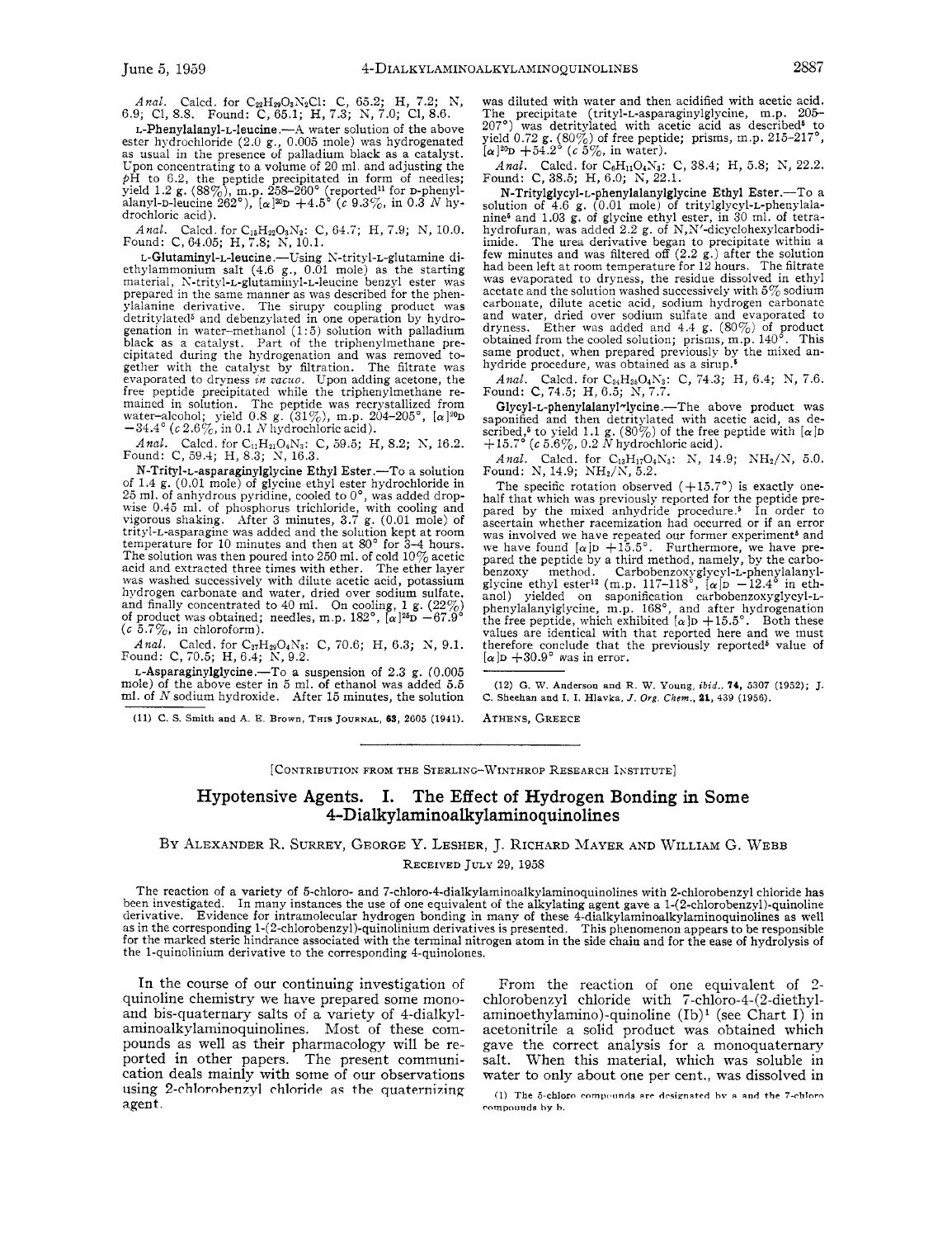*Anal.* Calcd. for $C_{22}H_{29}O_3N_2Cl$: C, 65.2; H, 7.2; N, 6.9; Cl, 8.8. Found: C, 65.1; H, 7.3; N, 7.0; Cl, 8.6.

L-Phenylalanyl-L-leucine.—A water solution of the above ester hydrochloride (2.0 g., 0.005 mole) was hydrogenated as usual in the presence of palladium black as a catalyst. Upon concentrating to a volume of 20 ml. and adjusting the $pH$ to 6.2, the peptide precipitated in form of needles; yield 1.2 g. (88%), m.p. 258–260° (reported[11] for D-phenylalanyl-D-leucine 262°), $[\alpha]^{20}D$ +4.5° (c 9.3%, in 0.3 N hydrochloric acid).

*Anal.* Calcd. for $C_{15}H_{22}O_3N_2$: C, 64.7; H, 7.9; N, 10.0. Found: C, 64.05; H, 7.8; N, 10.1.

L-Glutaminyl-L-leucine.—Using N-trityl-L-glutamine diethylammonium salt (4.6 g., 0.01 mole) as the starting material, N-trityl-L-glutaminyl-L-leucine benzyl ester was prepared in the same manner as was described for the phenylalanine derivative. The sirupy coupling product was detritylated[5] and debenzylated in one operation by hydrogenation in water–methanol (1:5) solution with palladium black as a catalyst. Part of the triphenylmethane precipitated during the hydrogenation and was removed together with the catalyst by filtration. The filtrate was evaporated to dryness *in vacuo*. Upon adding acetone, the free peptide precipitated while the triphenylmethane remained in solution. The peptide was recrystallized from water-alcohol; yield 0.8 g. (31%), m.p. 204–205°, $[\alpha]^{20}D$ −34.4° (c 2.6%, in 0.1 N hydrochloric acid).

*Anal.* Calcd. for $C_{11}H_{21}O_4N_3$: C, 59.5; H, 8.2; N, 16.2. Found: C, 59.4; H, 8.3; N, 16.3.

N-Trityl-L-asparaginylglycine Ethyl Ester.—To a solution of 1.4 g. (0.01 mole) of glycine ethyl ester hydrochloride in 25 ml. of anhydrous pyridine, cooled to 0°, was added dropwise 0.45 ml. of phosphorus trichloride, with cooling and vigorous shaking. After 3 minutes, 3.7 g. (0.01 mole) of trityl-L-asparagine was added and the solution kept at room temperature for 10 minutes and then at 80° for 3–4 hours. The solution was then poured into 250 ml. of cold 10% acetic acid and extracted three times with ether. The ether layer was washed successively with dilute acetic acid, potassium hydrogen carbonate and water, dried over sodium sulfate, and finally concentrated to 40 ml. On cooling, 1 g. (22%) of product was obtained; needles, m.p. 182°, $[\alpha]^{25}D$ −67.9° (c 5.7%, in chloroform).

*Anal.* Calcd. for $C_{27}H_{29}O_4N_3$: C, 70.6; H, 6.3; N, 9.1. Found: C, 70.5; H, 6.4; N, 9.2.

L-Asparaginylglycine.—To a suspension of 2.3 g. (0.005 mole) of the above ester in 5 ml. of ethanol was added 5.5 ml. of N sodium hydroxide. After 15 minutes, the solution was diluted with water and then acidified with acetic acid. The precipitate (trityl-L-asparaginylglycine, m.p. 205–207°) was detritylated with acetic acid as described[5] to yield 0.72 g. (80%) of free peptide; prisms, m.p. 215–217°, $[\alpha]^{20}D$ +54.2° (c 5%, in water).

*Anal.* Calcd. for $C_6H_{11}O_4N_3$: C, 38.4; H, 5.8; N, 22.2. Found: C, 38.5; H, 6.0; N, 22.1.

N-Tritylglycyl-L-phenylalanylglycine Ethyl Ester.—To a solution of 4.6 g. (0.01 mole) of tritylglycyl-L-phenylalanine[5] and 1.03 g. of glycine ethyl ester, in 30 ml. of tetrahydrofuran, was added 2.2 g. of N,N'-dicyclohexylcarbodiimide. The urea derivative began to precipitate within a few minutes and was filtered off (2.2 g.) after the solution had been left at room temperature for 12 hours. The filtrate was evaporated to dryness, the residue dissolved in ethyl acetate and the solution washed successively with 5% sodium carbonate, dilute acetic acid, sodium hydrogen carbonate and water, dried over sodium sulfate and evaporated to dryness. Ether was added and 4.4 g. (80%) of product obtained from the cooled solution; prisms, m.p. 140°. This same product, when prepared previously by the mixed anhydride procedure, was obtained as a sirup.[5]

*Anal.* Calcd. for $C_{34}H_{35}O_4N_3$: C, 74.3; H, 6.4; N, 7.6. Found: C, 74.5; H, 6.5; N, 7.7.

Glycyl-L-phenylalanylglycine.—The above product was saponified and then detritylated with acetic acid, as described,[5] to yield 1.1 g. (80%) of the free peptide with $[\alpha]D$ +15.7° (c 5.6%, 0.2 N hydrochloric acid).

*Anal.* Calcd. for $C_{13}H_{17}O_4N_3$: N, 14.9; $NH_2$/N, 5.0. Found: N, 14.9; $NH_2$/N, 5.2.

The specific rotation observed (+15.7°) is exactly one-half that which was previously reported for the peptide prepared by the mixed anhydride procedure.[5] In order to ascertain whether racemization had occurred or if an error was involved we have repeated our former experiment[5] and we have found $[\alpha]D$ +15.5°. Furthermore, we have prepared the peptide by a third method, namely, by the carbobenzoxy method. Carbobenzoxyglycyl-L-phenylalanylglycine ethyl ester[12] (m.p. 117–118°, $[\alpha]D$ −12.4° in ethanol) yielded on saponification carbobenzoxyglycyl-L-phenylalanylglycine, m.p. 168°, and after hydrogenation the free peptide, which exhibited $[\alpha]D$ +15.5°. Both these values are identical with that reported here and we must therefore conclude that the previously reported[5] value of $[\alpha]D$ +30.9° was in error.

(11) C. S. Smith and A. E. Brown, This Journal, **63**, 2605 (1941).

(12) G. W. Anderson and R. W. Young, *ibid.*, **74**, 5307 (1952); J. C. Sheehan and I. I. Hlavka, *J. Org. Chem.*, **21**, 439 (1956).

Athens, Greece

---

[Contribution from the Sterling-Winthrop Research Institute]

# Hypotensive Agents. I. The Effect of Hydrogen Bonding in Some 4-Dialkylaminoalkylaminoquinolines

By Alexander R. Surrey, George Y. Lesher, J. Richard Mayer and William G. Webb

Received July 29, 1958

The reaction of a variety of 5-chloro- and 7-chloro-4-dialkylaminoalkylaminoquinolines with 2-chlorobenzyl chloride has been investigated. In many instances the use of one equivalent of the alkylating agent gave a 1-(2-chlorobenzyl)-quinoline derivative. Evidence for intramolecular hydrogen bonding in many of these 4-dialkylaminoalkylaminoquinolines as well as in the corresponding 1-(2-chlorobenzyl)-quinolinium derivatives is presented. This phenomenon appears to be responsible for the marked steric hindrance associated with the terminal nitrogen atom in the side chain and for the ease of hydrolysis of the 1-quinolinium derivative to the corresponding 4-quinolones.

In the course of our continuing investigation of quinoline chemistry we have prepared some mono- and bis-quaternary salts of a variety of 4-dialkylaminoalkylaminoquinolines. Most of these compounds as well as their pharmacology will be reported in other papers. The present communication deals mainly with some of our observations using 2-chlorobenzyl chloride as the quaternizing agent.

From the reaction of one equivalent of 2-chlorobenzyl chloride with 7-chloro-4-(2-diethylaminoethylamino)-quinoline (Ib)[1] (see Chart I) in acetonitrile a solid product was obtained which gave the correct analysis for a monoquaternary salt. When this material, which was soluble in water to only about one per cent., was dissolved in

(1) The 5-chloro compounds are designated by a and the 7-chloro compounds by b.